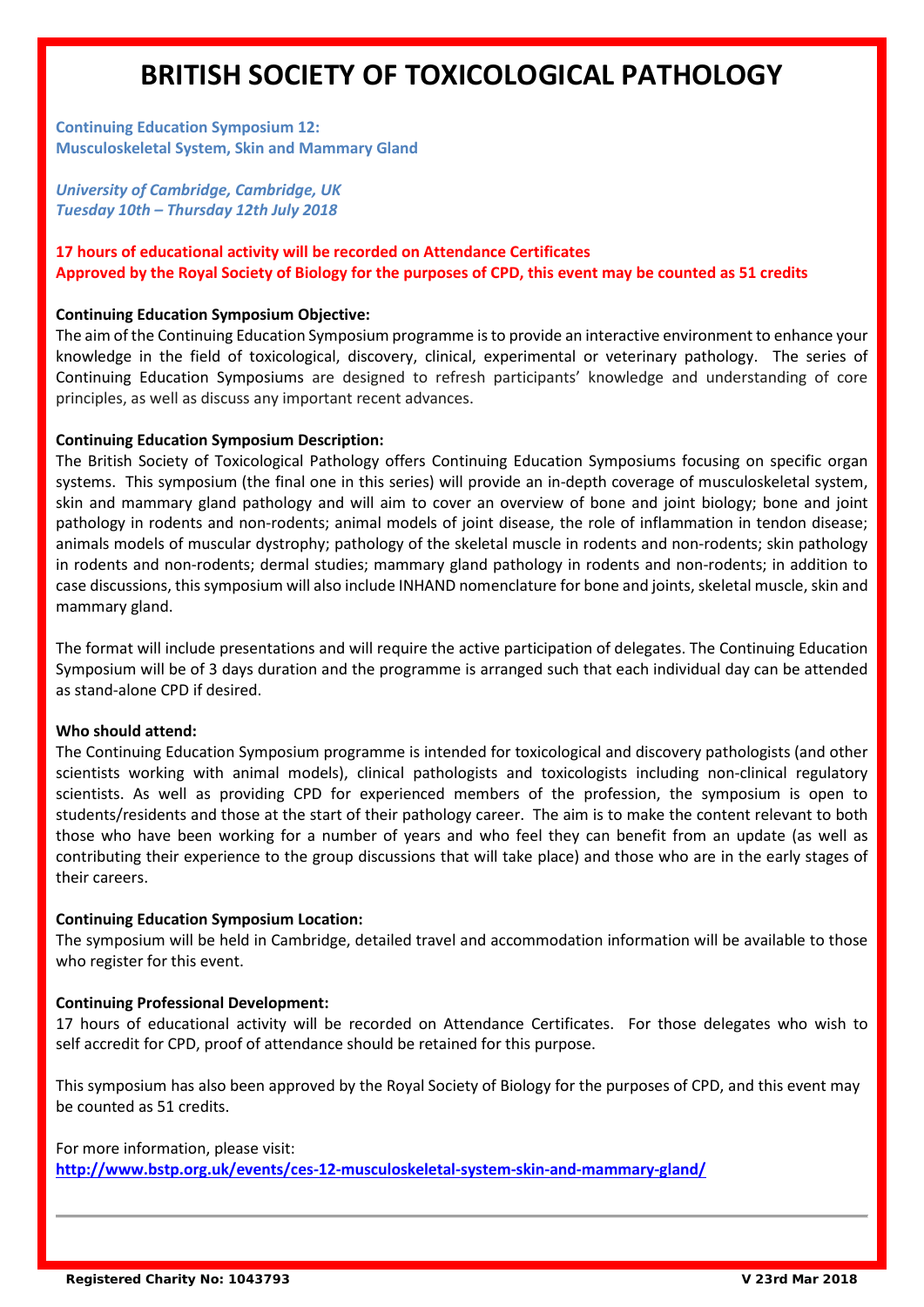# BRITISH SOCIETY OF TOXICOLOGICAL PATHOLOGY

**Continuing Education Symposium 12:**
**Musculoskeletal System, Skin and Mammary Gland**

*University of Cambridge, Cambridge, UK*
*Tuesday 10th – Thursday 12th July 2018*

**17 hours of educational activity will be recorded on Attendance Certificates**
**Approved by the Royal Society of Biology for the purposes of CPD, this event may be counted as 51 credits**

**Continuing Education Symposium Objective:**
The aim of the Continuing Education Symposium programme is to provide an interactive environment to enhance your knowledge in the field of toxicological, discovery, clinical, experimental or veterinary pathology. The series of Continuing Education Symposiums are designed to refresh participants' knowledge and understanding of core principles, as well as discuss any important recent advances.

**Continuing Education Symposium Description:**
The British Society of Toxicological Pathology offers Continuing Education Symposiums focusing on specific organ systems. This symposium (the final one in this series) will provide an in-depth coverage of musculoskeletal system, skin and mammary gland pathology and will aim to cover an overview of bone and joint biology; bone and joint pathology in rodents and non-rodents; animal models of joint disease, the role of inflammation in tendon disease; animals models of muscular dystrophy; pathology of the skeletal muscle in rodents and non-rodents; skin pathology in rodents and non-rodents; dermal studies; mammary gland pathology in rodents and non-rodents; in addition to case discussions, this symposium will also include INHAND nomenclature for bone and joints, skeletal muscle, skin and mammary gland.

The format will include presentations and will require the active participation of delegates. The Continuing Education Symposium will be of 3 days duration and the programme is arranged such that each individual day can be attended as stand-alone CPD if desired.

**Who should attend:**
The Continuing Education Symposium programme is intended for toxicological and discovery pathologists (and other scientists working with animal models), clinical pathologists and toxicologists including non-clinical regulatory scientists. As well as providing CPD for experienced members of the profession, the symposium is open to students/residents and those at the start of their pathology career. The aim is to make the content relevant to both those who have been working for a number of years and who feel they can benefit from an update (as well as contributing their experience to the group discussions that will take place) and those who are in the early stages of their careers.

**Continuing Education Symposium Location:**
The symposium will be held in Cambridge, detailed travel and accommodation information will be available to those who register for this event.

**Continuing Professional Development:**
17 hours of educational activity will be recorded on Attendance Certificates. For those delegates who wish to self accredit for CPD, proof of attendance should be retained for this purpose.

This symposium has also been approved by the Royal Society of Biology for the purposes of CPD, and this event may be counted as 51 credits.

For more information, please visit:
**http://www.bstp.org.uk/events/ces-12-musculoskeletal-system-skin-and-mammary-gland/**

---

**Registered Charity No: 1043793** **V 23rd Mar 2018**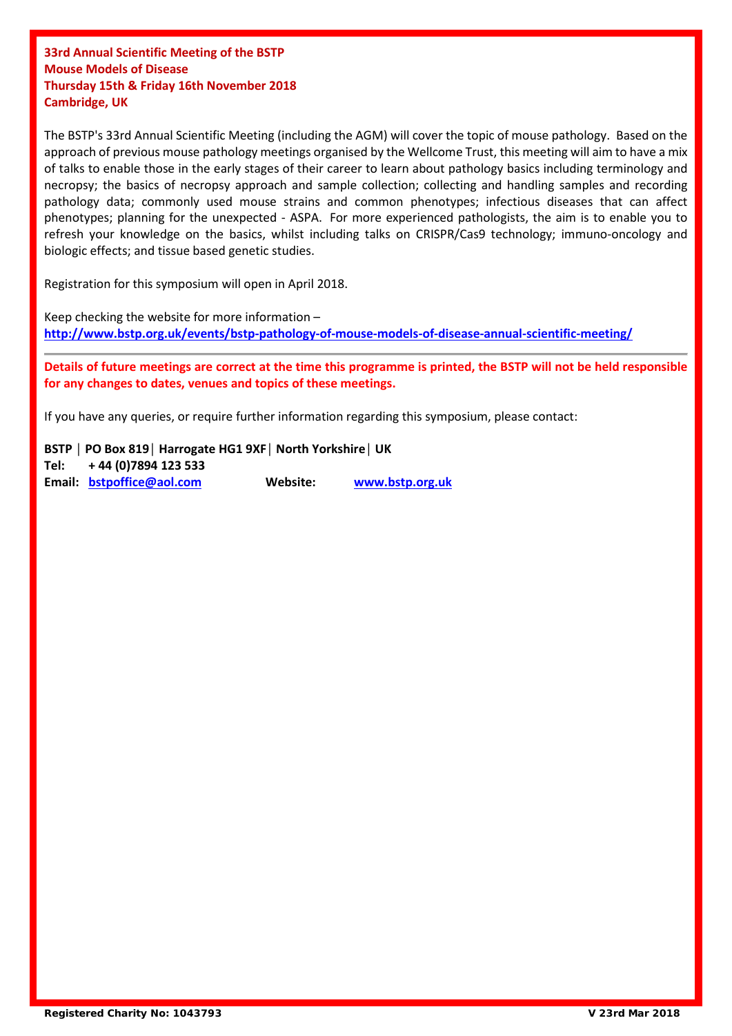**33rd Annual Scientific Meeting of the BSTP**
**Mouse Models of Disease**
**Thursday 15th & Friday 16th November 2018**
**Cambridge, UK**

The BSTP's 33rd Annual Scientific Meeting (including the AGM) will cover the topic of mouse pathology. Based on the approach of previous mouse pathology meetings organised by the Wellcome Trust, this meeting will aim to have a mix of talks to enable those in the early stages of their career to learn about pathology basics including terminology and necropsy; the basics of necropsy approach and sample collection; collecting and handling samples and recording pathology data; commonly used mouse strains and common phenotypes; infectious diseases that can affect phenotypes; planning for the unexpected - ASPA. For more experienced pathologists, the aim is to enable you to refresh your knowledge on the basics, whilst including talks on CRISPR/Cas9 technology; immuno-oncology and biologic effects; and tissue based genetic studies.

Registration for this symposium will open in April 2018.

Keep checking the website for more information –
**http://www.bstp.org.uk/events/bstp-pathology-of-mouse-models-of-disease-annual-scientific-meeting/**

---

**Details of future meetings are correct at the time this programme is printed, the BSTP will not be held responsible for any changes to dates, venues and topics of these meetings.**

If you have any queries, or require further information regarding this symposium, please contact:

**BSTP | PO Box 819 | Harrogate HG1 9XF | North Yorkshire | UK**
**Tel: + 44 (0)7894 123 533**
**Email: bstpoffice@aol.com** **Website: www.bstp.org.uk**

**Registered Charity No: 1043793** **V 23rd Mar 2018**